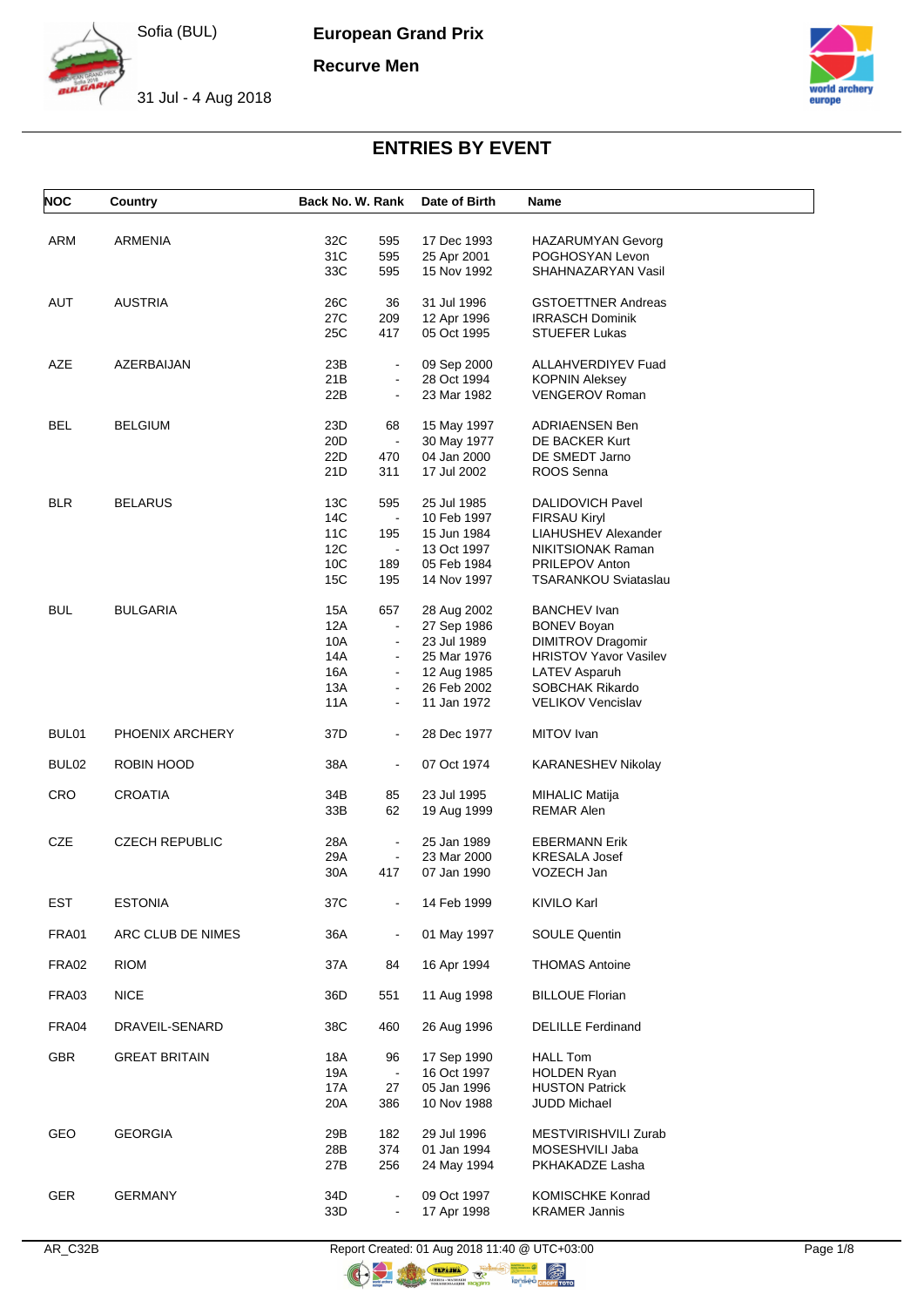# European Grand Prix

## Recurve Men

Sofia (BUL)

31 Jul - 4 Aug 2018

## ENTRIES BY EVENT

| NOC | Country | Back No. | W. Rank | Date of Birth | Name |
|---|---|---|---|---|---|
| ARM | ARMENIA | 32C | 595 | 17 Dec 1993 | HAZARUMYAN Gevorg |
| | | 31C | 595 | 25 Apr 2001 | POGHOSYAN Levon |
| | | 33C | 595 | 15 Nov 1992 | SHAHNAZARYAN Vasil |
| AUT | AUSTRIA | 26C | 36 | 31 Jul 1996 | GSTOETTNER Andreas |
| | | 27C | 209 | 12 Apr 1996 | IRRASCH Dominik |
| | | 25C | 417 | 05 Oct 1995 | STUEFER Lukas |
| AZE | AZERBAIJAN | 23B | - | 09 Sep 2000 | ALLAHVERDIYEV Fuad |
| | | 21B | - | 28 Oct 1994 | KOPNIN Aleksey |
| | | 22B | - | 23 Mar 1982 | VENGEROV Roman |
| BEL | BELGIUM | 23D | 68 | 15 May 1997 | ADRIAENSEN Ben |
| | | 20D | - | 30 May 1977 | DE BACKER Kurt |
| | | 22D | 470 | 04 Jan 2000 | DE SMEDT Jarno |
| | | 21D | 311 | 17 Jul 2002 | ROOS Senna |
| BLR | BELARUS | 13C | 595 | 25 Jul 1985 | DALIDOVICH Pavel |
| | | 14C | - | 10 Feb 1997 | FIRSAU Kiryl |
| | | 11C | 195 | 15 Jun 1984 | LIAHUSHEV Alexander |
| | | 12C | - | 13 Oct 1997 | NIKITSIONAK Raman |
| | | 10C | 189 | 05 Feb 1984 | PRILEPOV Anton |
| | | 15C | 195 | 14 Nov 1997 | TSARANKOU Sviataslau |
| BUL | BULGARIA | 15A | 657 | 28 Aug 2002 | BANCHEV Ivan |
| | | 12A | - | 27 Sep 1986 | BONEV Boyan |
| | | 10A | - | 23 Jul 1989 | DIMITROV Dragomir |
| | | 14A | - | 25 Mar 1976 | HRISTOV Yavor Vasilev |
| | | 16A | - | 12 Aug 1985 | LATEV Asparuh |
| | | 13A | - | 26 Feb 2002 | SOBCHAK Rikardo |
| | | 11A | - | 11 Jan 1972 | VELIKOV Vencislav |
| BUL01 | PHOENIX ARCHERY | 37D | - | 28 Dec 1977 | MITOV Ivan |
| BUL02 | ROBIN HOOD | 38A | - | 07 Oct 1974 | KARANESHEV Nikolay |
| CRO | CROATIA | 34B | 85 | 23 Jul 1995 | MIHALIC Matija |
| | | 33B | 62 | 19 Aug 1999 | REMAR Alen |
| CZE | CZECH REPUBLIC | 28A | - | 25 Jan 1989 | EBERMANN Erik |
| | | 29A | - | 23 Mar 2000 | KRESALA Josef |
| | | 30A | 417 | 07 Jan 1990 | VOZECH Jan |
| EST | ESTONIA | 37C | - | 14 Feb 1999 | KIVILO Karl |
| FRA01 | ARC CLUB DE NIMES | 36A | - | 01 May 1997 | SOULE Quentin |
| FRA02 | RIOM | 37A | 84 | 16 Apr 1994 | THOMAS Antoine |
| FRA03 | NICE | 36D | 551 | 11 Aug 1998 | BILLOUE Florian |
| FRA04 | DRAVEIL-SENARD | 38C | 460 | 26 Aug 1996 | DELILLE Ferdinand |
| GBR | GREAT BRITAIN | 18A | 96 | 17 Sep 1990 | HALL Tom |
| | | 19A | - | 16 Oct 1997 | HOLDEN Ryan |
| | | 17A | 27 | 05 Jan 1996 | HUSTON Patrick |
| | | 20A | 386 | 10 Nov 1988 | JUDD Michael |
| GEO | GEORGIA | 29B | 182 | 29 Jul 1996 | MESTVIRISHVILI Zurab |
| | | 28B | 374 | 01 Jan 1994 | MOSESHVILI Jaba |
| | | 27B | 256 | 24 May 1994 | PKHAKADZE Lasha |
| GER | GERMANY | 34D | - | 09 Oct 1997 | KOMISCHKE Konrad |
| | | 33D | - | 17 Apr 1998 | KRAMER Jannis |

AR_C32B

Report Created: 01 Aug 2018 11:40 @ UTC+03:00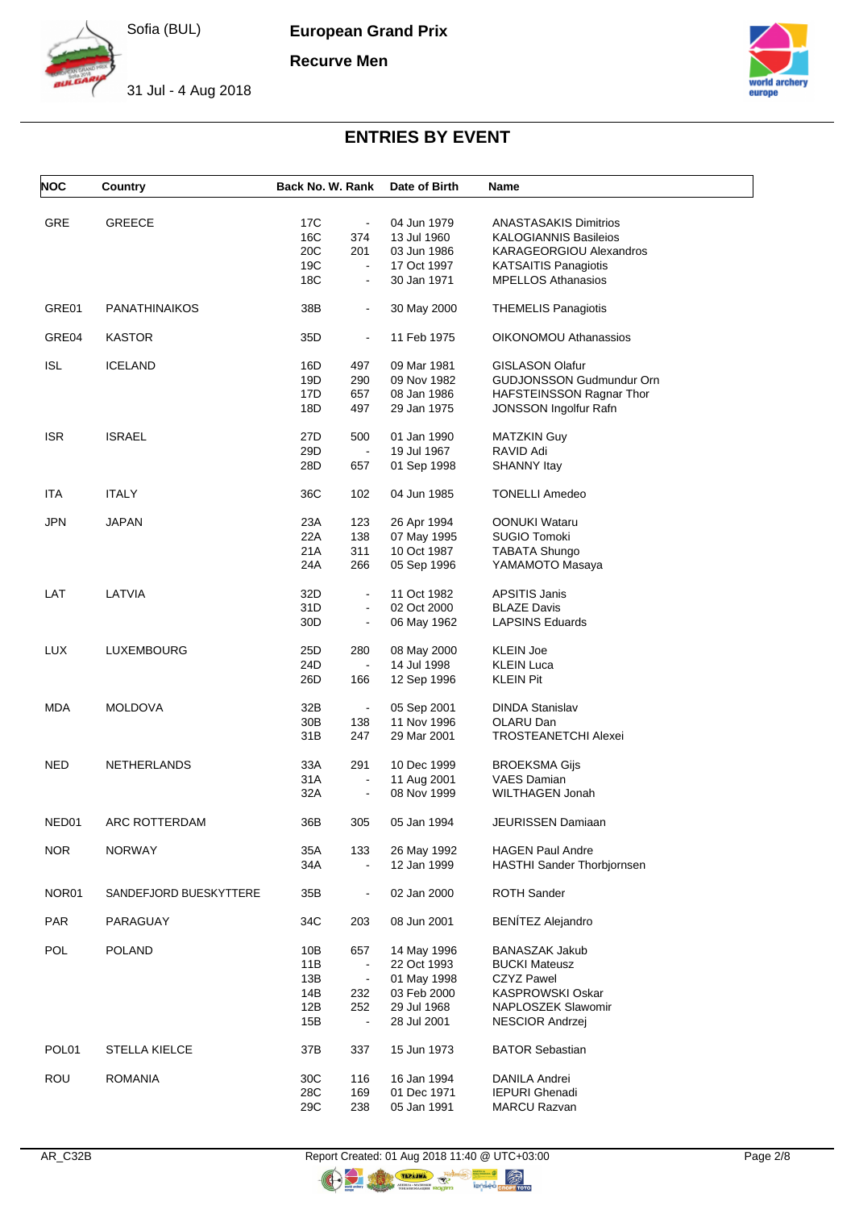Sofia (BUL)

31 Jul - 4 Aug 2018

**European Grand Prix**

**Recurve Men**

## ENTRIES BY EVENT

| NOC | Country | Back No. | W. Rank | Date of Birth | Name |
|---|---|---|---|---|---|
| GRE | GREECE | 17C | - | 04 Jun 1979 | ANASTASAKIS Dimitrios |
| | | 16C | 374 | 13 Jul 1960 | KALOGIANNIS Basileios |
| | | 20C | 201 | 03 Jun 1986 | KARAGEORGIOU Alexandros |
| | | 19C | - | 17 Oct 1997 | KATSAITIS Panagiotis |
| | | 18C | - | 30 Jan 1971 | MPELLOS Athanasios |
| GRE01 | PANATHINAIKOS | 38B | - | 30 May 2000 | THEMELIS Panagiotis |
| GRE04 | KASTOR | 35D | - | 11 Feb 1975 | OIKONOMOU Athanassios |
| ISL | ICELAND | 16D | 497 | 09 Mar 1981 | GISLASON Olafur |
| | | 19D | 290 | 09 Nov 1982 | GUDJONSSON Gudmundur Orn |
| | | 17D | 657 | 08 Jan 1986 | HAFSTEINSSON Ragnar Thor |
| | | 18D | 497 | 29 Jan 1975 | JONSSON Ingolfur Rafn |
| ISR | ISRAEL | 27D | 500 | 01 Jan 1990 | MATZKIN Guy |
| | | 29D | - | 19 Jul 1967 | RAVID Adi |
| | | 28D | 657 | 01 Sep 1998 | SHANNY Itay |
| ITA | ITALY | 36C | 102 | 04 Jun 1985 | TONELLI Amedeo |
| JPN | JAPAN | 23A | 123 | 26 Apr 1994 | OONUKI Wataru |
| | | 22A | 138 | 07 May 1995 | SUGIO Tomoki |
| | | 21A | 311 | 10 Oct 1987 | TABATA Shungo |
| | | 24A | 266 | 05 Sep 1996 | YAMAMOTO Masaya |
| LAT | LATVIA | 32D | - | 11 Oct 1982 | APSITIS Janis |
| | | 31D | - | 02 Oct 2000 | BLAZE Davis |
| | | 30D | - | 06 May 1962 | LAPSINS Eduards |
| LUX | LUXEMBOURG | 25D | 280 | 08 May 2000 | KLEIN Joe |
| | | 24D | - | 14 Jul 1998 | KLEIN Luca |
| | | 26D | 166 | 12 Sep 1996 | KLEIN Pit |
| MDA | MOLDOVA | 32B | - | 05 Sep 2001 | DINDA Stanislav |
| | | 30B | 138 | 11 Nov 1996 | OLARU Dan |
| | | 31B | 247 | 29 Mar 2001 | TROSTEANETCHI Alexei |
| NED | NETHERLANDS | 33A | 291 | 10 Dec 1999 | BROEKSMA Gijs |
| | | 31A | - | 11 Aug 2001 | VAES Damian |
| | | 32A | - | 08 Nov 1999 | WILTHAGEN Jonah |
| NED01 | ARC ROTTERDAM | 36B | 305 | 05 Jan 1994 | JEURISSEN Damiaan |
| NOR | NORWAY | 35A | 133 | 26 May 1992 | HAGEN Paul Andre |
| | | 34A | - | 12 Jan 1999 | HASTHI Sander Thorbjornsen |
| NOR01 | SANDEFJORD BUESKYTTERE | 35B | - | 02 Jan 2000 | ROTH Sander |
| PAR | PARAGUAY | 34C | 203 | 08 Jun 2001 | BENÍTEZ Alejandro |
| POL | POLAND | 10B | 657 | 14 May 1996 | BANASZAK Jakub |
| | | 11B | - | 22 Oct 1993 | BUCKI Mateusz |
| | | 13B | - | 01 May 1998 | CZYZ Pawel |
| | | 14B | 232 | 03 Feb 2000 | KASPROWSKI Oskar |
| | | 12B | 252 | 29 Jul 1968 | NAPLOSZEK Slawomir |
| | | 15B | - | 28 Jul 2001 | NESCIOR Andrzej |
| POL01 | STELLA KIELCE | 37B | 337 | 15 Jun 1973 | BATOR Sebastian |
| ROU | ROMANIA | 30C | 116 | 16 Jan 1994 | DANILA Andrei |
| | | 28C | 169 | 01 Dec 1971 | IEPURI Ghenadi |
| | | 29C | 238 | 05 Jan 1991 | MARCU Razvan |

AR_C32B Report Created: 01 Aug 2018 11:40 @ UTC+03:00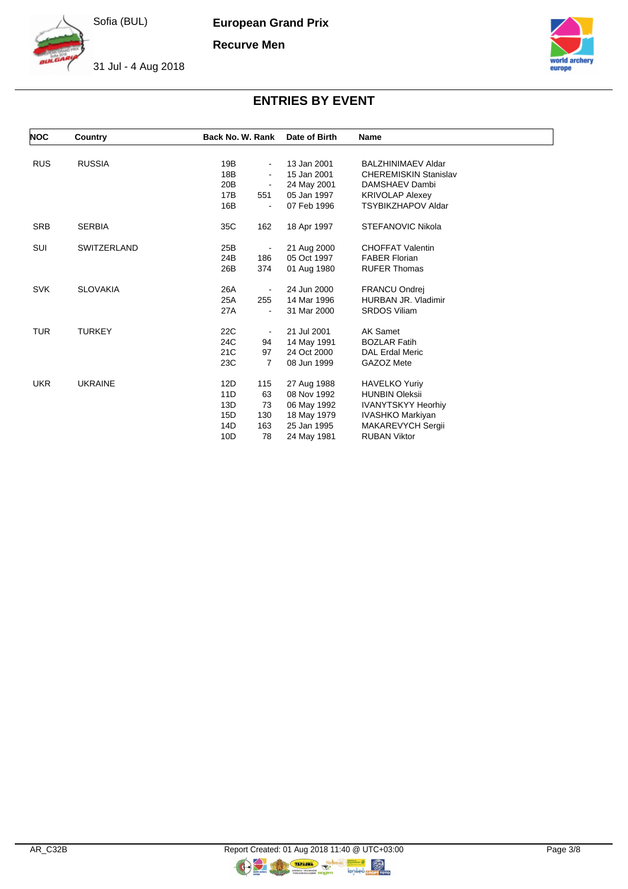# European Grand Prix

## Recurve Men

Sofia (BUL)

31 Jul - 4 Aug 2018

## ENTRIES BY EVENT

| NOC | Country | Back No. | W. Rank | Date of Birth | Name |
|---|---|---|---|---|---|
| RUS | RUSSIA | 19B | - | 13 Jan 2001 | BALZHINIMAEV Aldar |
| | | 18B | - | 15 Jan 2001 | CHEREMISKIN Stanislav |
| | | 20B | - | 24 May 2001 | DAMSHAEV Dambi |
| | | 17B | 551 | 05 Jan 1997 | KRIVOLAP Alexey |
| | | 16B | - | 07 Feb 1996 | TSYBIKZHAPOV Aldar |
| SRB | SERBIA | 35C | 162 | 18 Apr 1997 | STEFANOVIC Nikola |
| SUI | SWITZERLAND | 25B | - | 21 Aug 2000 | CHOFFAT Valentin |
| | | 24B | 186 | 05 Oct 1997 | FABER Florian |
| | | 26B | 374 | 01 Aug 1980 | RUFER Thomas |
| SVK | SLOVAKIA | 26A | - | 24 Jun 2000 | FRANCU Ondrej |
| | | 25A | 255 | 14 Mar 1996 | HURBAN JR. Vladimir |
| | | 27A | - | 31 Mar 2000 | SRDOS Viliam |
| TUR | TURKEY | 22C | - | 21 Jul 2001 | AK Samet |
| | | 24C | 94 | 14 May 1991 | BOZLAR Fatih |
| | | 21C | 97 | 24 Oct 2000 | DAL Erdal Meric |
| | | 23C | 7 | 08 Jun 1999 | GAZOZ Mete |
| UKR | UKRAINE | 12D | 115 | 27 Aug 1988 | HAVELKO Yuriy |
| | | 11D | 63 | 08 Nov 1992 | HUNBIN Oleksii |
| | | 13D | 73 | 06 May 1992 | IVANYTSKYY Heorhiy |
| | | 15D | 130 | 18 May 1979 | IVASHKO Markiyan |
| | | 14D | 163 | 25 Jan 1995 | MAKAREVYCH Sergii |
| | | 10D | 78 | 24 May 1981 | RUBAN Viktor |

AR_C32B Report Created: 01 Aug 2018 11:40 @ UTC+03:00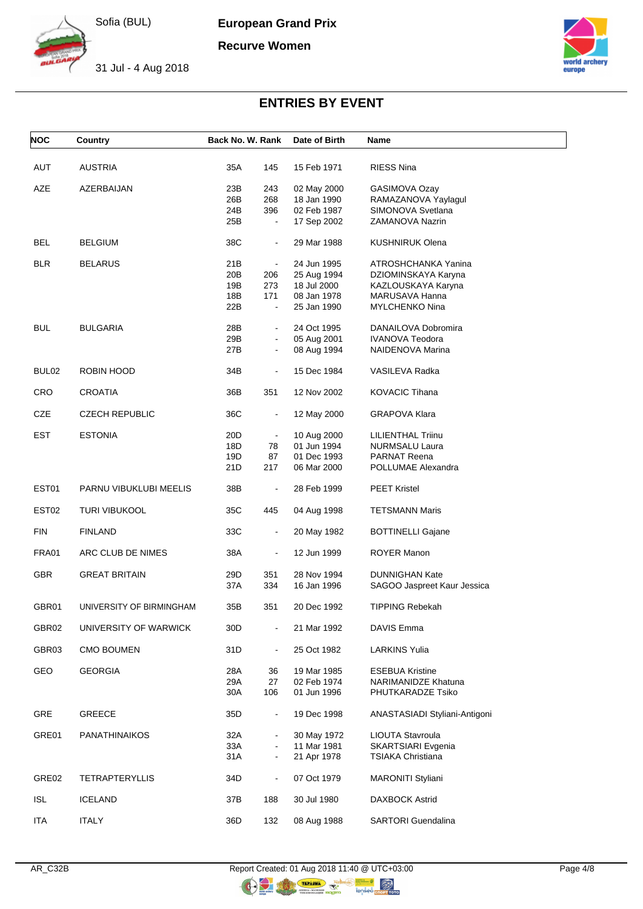# ENTRIES BY EVENT

| NOC | Country | Back No. | W. Rank | Date of Birth | Name |
|---|---|---|---|---|---|
| AUT | AUSTRIA | 35A | 145 | 15 Feb 1971 | RIESS Nina |
| AZE | AZERBAIJAN | 23B | 243 | 02 May 2000 | GASIMOVA Ozay |
| | | 26B | 268 | 18 Jan 1990 | RAMAZANOVA Yaylagul |
| | | 24B | 396 | 02 Feb 1987 | SIMONOVA Svetlana |
| | | 25B | - | 17 Sep 2002 | ZAMANOVA Nazrin |
| BEL | BELGIUM | 38C | - | 29 Mar 1988 | KUSHNIRUK Olena |
| BLR | BELARUS | 21B | - | 24 Jun 1995 | ATROSHCHANKA Yanina |
| | | 20B | 206 | 25 Aug 1994 | DZIOMINSKAYA Karyna |
| | | 19B | 273 | 18 Jul 2000 | KAZLOUSKAYA Karyna |
| | | 18B | 171 | 08 Jan 1978 | MARUSAVA Hanna |
| | | 22B | - | 25 Jan 1990 | MYLCHENKO Nina |
| BUL | BULGARIA | 28B | - | 24 Oct 1995 | DANAILOVA Dobromira |
| | | 29B | - | 05 Aug 2001 | IVANOVA Teodora |
| | | 27B | - | 08 Aug 1994 | NAIDENOVA Marina |
| BUL02 | ROBIN HOOD | 34B | - | 15 Dec 1984 | VASILEVA Radka |
| CRO | CROATIA | 36B | 351 | 12 Nov 2002 | KOVACIC Tihana |
| CZE | CZECH REPUBLIC | 36C | - | 12 May 2000 | GRAPOVA Klara |
| EST | ESTONIA | 20D | - | 10 Aug 2000 | LILIENTHAL Triinu |
| | | 18D | 78 | 01 Jun 1994 | NURMSALU Laura |
| | | 19D | 87 | 01 Dec 1993 | PARNAT Reena |
| | | 21D | 217 | 06 Mar 2000 | POLLUMAE Alexandra |
| EST01 | PARNU VIBUKLUBI MEELIS | 38B | - | 28 Feb 1999 | PEET Kristel |
| EST02 | TURI VIBUKOOL | 35C | 445 | 04 Aug 1998 | TETSMANN Maris |
| FIN | FINLAND | 33C | - | 20 May 1982 | BOTTINELLI Gajane |
| FRA01 | ARC CLUB DE NIMES | 38A | - | 12 Jun 1999 | ROYER Manon |
| GBR | GREAT BRITAIN | 29D | 351 | 28 Nov 1994 | DUNNIGHAN Kate |
| | | 37A | 334 | 16 Jan 1996 | SAGOO Jaspreet Kaur Jessica |
| GBR01 | UNIVERSITY OF BIRMINGHAM | 35B | 351 | 20 Dec 1992 | TIPPING Rebekah |
| GBR02 | UNIVERSITY OF WARWICK | 30D | - | 21 Mar 1992 | DAVIS Emma |
| GBR03 | CMO BOUMEN | 31D | - | 25 Oct 1982 | LARKINS Yulia |
| GEO | GEORGIA | 28A | 36 | 19 Mar 1985 | ESEBUA Kristine |
| | | 29A | 27 | 02 Feb 1974 | NARIMANIDZE Khatuna |
| | | 30A | 106 | 01 Jun 1996 | PHUTKARADZE Tsiko |
| GRE | GREECE | 35D | - | 19 Dec 1998 | ANASTASIADI Styliani-Antigoni |
| GRE01 | PANATHINAIKOS | 32A | - | 30 May 1972 | LIOUTA Stavroula |
| | | 33A | - | 11 Mar 1981 | SKARTSIARI Evgenia |
| | | 31A | - | 21 Apr 1978 | TSIAKA Christiana |
| GRE02 | TETRAPTERYLLIS | 34D | - | 07 Oct 1979 | MARONITI Styliani |
| ISL | ICELAND | 37B | 188 | 30 Jul 1980 | DAXBOCK Astrid |
| ITA | ITALY | 36D | 132 | 08 Aug 1988 | SARTORI Guendalina |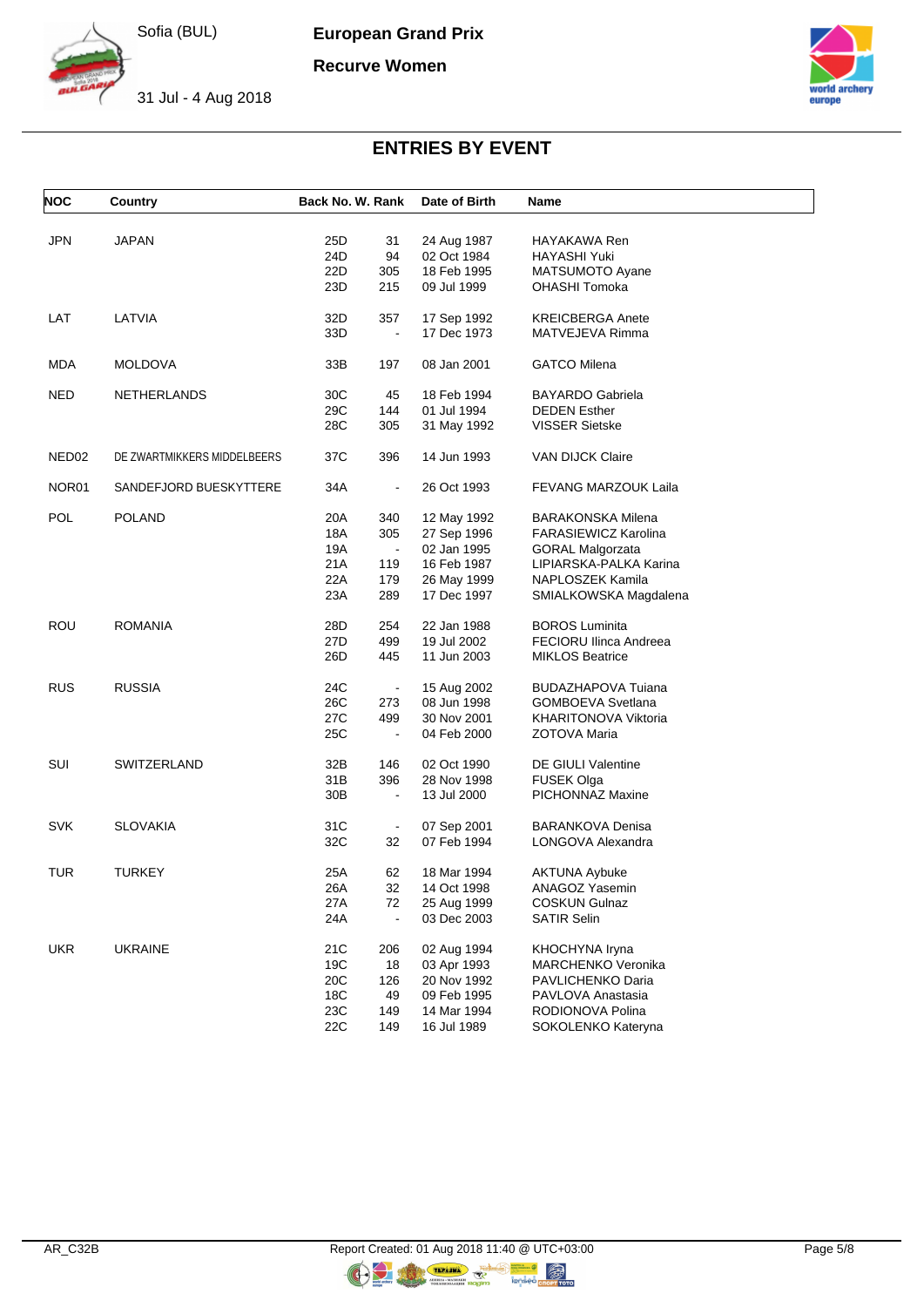# ENTRIES BY EVENT

| NOC | Country | Back No. | W. Rank | Date of Birth | Name |
|---|---|---|---|---|---|
| JPN | JAPAN | 25D | 31 | 24 Aug 1987 | HAYAKAWA Ren |
| | | 24D | 94 | 02 Oct 1984 | HAYASHI Yuki |
| | | 22D | 305 | 18 Feb 1995 | MATSUMOTO Ayane |
| | | 23D | 215 | 09 Jul 1999 | OHASHI Tomoka |
| LAT | LATVIA | 32D | 357 | 17 Sep 1992 | KREICBERGA Anete |
| | | 33D | - | 17 Dec 1973 | MATVEJEVA Rimma |
| MDA | MOLDOVA | 33B | 197 | 08 Jan 2001 | GATCO Milena |
| NED | NETHERLANDS | 30C | 45 | 18 Feb 1994 | BAYARDO Gabriela |
| | | 29C | 144 | 01 Jul 1994 | DEDEN Esther |
| | | 28C | 305 | 31 May 1992 | VISSER Sietske |
| NED02 | DE ZWARTMIKKERS MIDDELBEERS | 37C | 396 | 14 Jun 1993 | VAN DIJCK Claire |
| NOR01 | SANDEFJORD BUESKYTTERE | 34A | - | 26 Oct 1993 | FEVANG MARZOUK Laila |
| POL | POLAND | 20A | 340 | 12 May 1992 | BARAKONSKA Milena |
| | | 18A | 305 | 27 Sep 1996 | FARASIEWICZ Karolina |
| | | 19A | - | 02 Jan 1995 | GORAL Malgorzata |
| | | 21A | 119 | 16 Feb 1987 | LIPIARSKA-PALKA Karina |
| | | 22A | 179 | 26 May 1999 | NAPLOSZEK Kamila |
| | | 23A | 289 | 17 Dec 1997 | SMIALKOWSKA Magdalena |
| ROU | ROMANIA | 28D | 254 | 22 Jan 1988 | BOROS Luminita |
| | | 27D | 499 | 19 Jul 2002 | FECIORU Ilinca Andreea |
| | | 26D | 445 | 11 Jun 2003 | MIKLOS Beatrice |
| RUS | RUSSIA | 24C | - | 15 Aug 2002 | BUDAZHAPOVA Tuiana |
| | | 26C | 273 | 08 Jun 1998 | GOMBOEVA Svetlana |
| | | 27C | 499 | 30 Nov 2001 | KHARITONOVA Viktoria |
| | | 25C | - | 04 Feb 2000 | ZOTOVA Maria |
| SUI | SWITZERLAND | 32B | 146 | 02 Oct 1990 | DE GIULI Valentine |
| | | 31B | 396 | 28 Nov 1998 | FUSEK Olga |
| | | 30B | - | 13 Jul 2000 | PICHONNAZ Maxine |
| SVK | SLOVAKIA | 31C | - | 07 Sep 2001 | BARANKOVA Denisa |
| | | 32C | 32 | 07 Feb 1994 | LONGOVA Alexandra |
| TUR | TURKEY | 25A | 62 | 18 Mar 1994 | AKTUNA Aybuke |
| | | 26A | 32 | 14 Oct 1998 | ANAGOZ Yasemin |
| | | 27A | 72 | 25 Aug 1999 | COSKUN Gulnaz |
| | | 24A | - | 03 Dec 2003 | SATIR Selin |
| UKR | UKRAINE | 21C | 206 | 02 Aug 1994 | KHOCHYNA Iryna |
| | | 19C | 18 | 03 Apr 1993 | MARCHENKO Veronika |
| | | 20C | 126 | 20 Nov 1992 | PAVLICHENKO Daria |
| | | 18C | 49 | 09 Feb 1995 | PAVLOVA Anastasia |
| | | 23C | 149 | 14 Mar 1994 | RODIONOVA Polina |
| | | 22C | 149 | 16 Jul 1989 | SOKOLENKO Kateryna |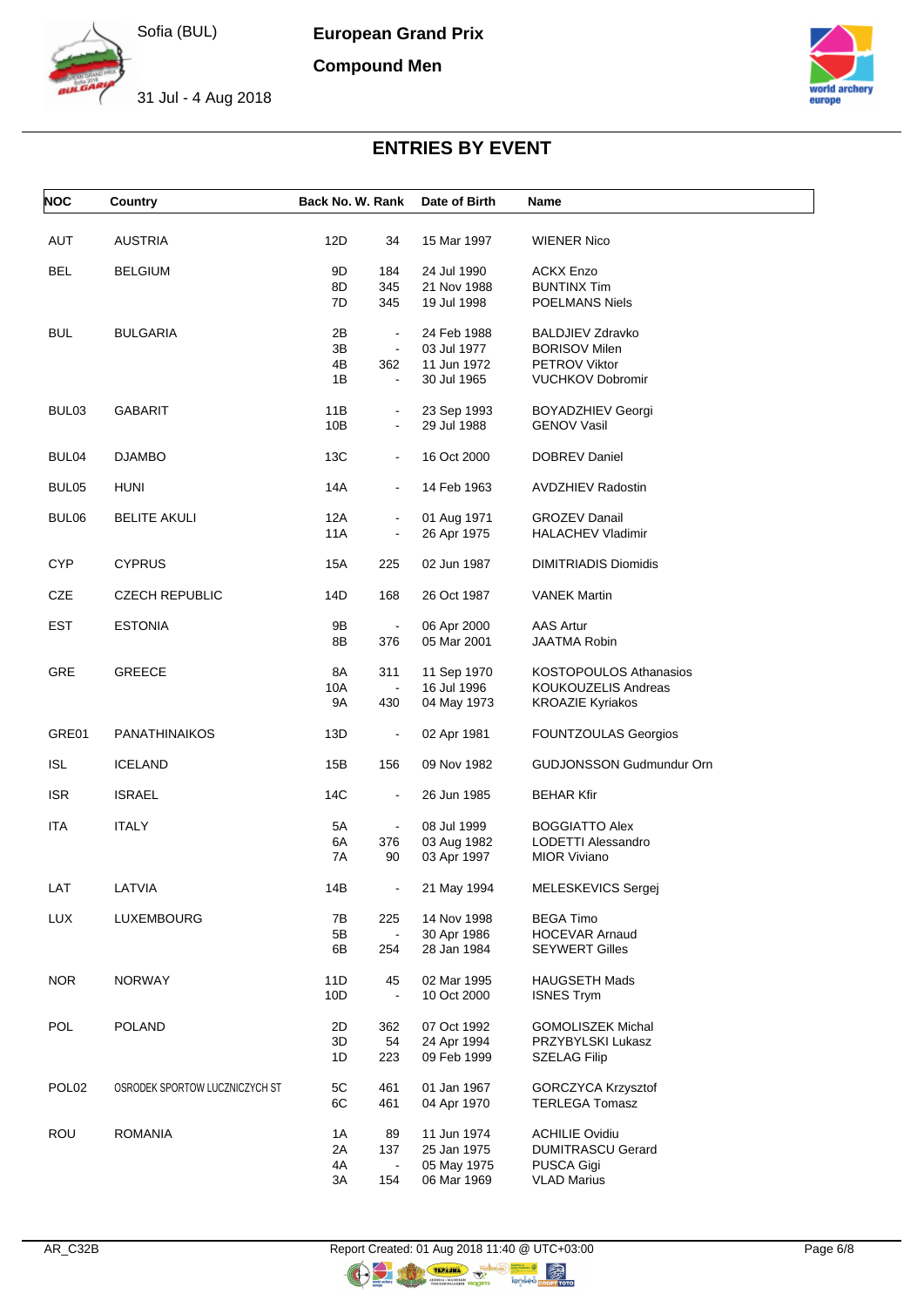# European Grand Prix

## Compound Men

Sofia (BUL)

31 Jul - 4 Aug 2018

## ENTRIES BY EVENT

| NOC | Country | Back No. | W. Rank | Date of Birth | Name |
|---|---|---|---|---|---|
| AUT | AUSTRIA | 12D | 34 | 15 Mar 1997 | WIENER Nico |
| BEL | BELGIUM | 9D | 184 | 24 Jul 1990 | ACKX Enzo |
| | | 8D | 345 | 21 Nov 1988 | BUNTINX Tim |
| | | 7D | 345 | 19 Jul 1998 | POELMANS Niels |
| BUL | BULGARIA | 2B | - | 24 Feb 1988 | BALDJIEV Zdravko |
| | | 3B | - | 03 Jul 1977 | BORISOV Milen |
| | | 4B | 362 | 11 Jun 1972 | PETROV Viktor |
| | | 1B | - | 30 Jul 1965 | VUCHKOV Dobromir |
| BUL03 | GABARIT | 11B | - | 23 Sep 1993 | BOYADZHIEV Georgi |
| | | 10B | - | 29 Jul 1988 | GENOV Vasil |
| BUL04 | DJAMBO | 13C | - | 16 Oct 2000 | DOBREV Daniel |
| BUL05 | HUNI | 14A | - | 14 Feb 1963 | AVDZHIEV Radostin |
| BUL06 | BELITE AKULI | 12A | - | 01 Aug 1971 | GROZEV Danail |
| | | 11A | - | 26 Apr 1975 | HALACHEV Vladimir |
| CYP | CYPRUS | 15A | 225 | 02 Jun 1987 | DIMITRIADIS Diomidis |
| CZE | CZECH REPUBLIC | 14D | 168 | 26 Oct 1987 | VANEK Martin |
| EST | ESTONIA | 9B | - | 06 Apr 2000 | AAS Artur |
| | | 8B | 376 | 05 Mar 2001 | JAATMA Robin |
| GRE | GREECE | 8A | 311 | 11 Sep 1970 | KOSTOPOULOS Athanasios |
| | | 10A | - | 16 Jul 1996 | KOUKOUZELIS Andreas |
| | | 9A | 430 | 04 May 1973 | KROAZIE Kyriakos |
| GRE01 | PANATHINAIKOS | 13D | - | 02 Apr 1981 | FOUNTZOULAS Georgios |
| ISL | ICELAND | 15B | 156 | 09 Nov 1982 | GUDJONSSON Gudmundur Orn |
| ISR | ISRAEL | 14C | - | 26 Jun 1985 | BEHAR Kfir |
| ITA | ITALY | 5A | - | 08 Jul 1999 | BOGGIATTO Alex |
| | | 6A | 376 | 03 Aug 1982 | LODETTI Alessandro |
| | | 7A | 90 | 03 Apr 1997 | MIOR Viviano |
| LAT | LATVIA | 14B | - | 21 May 1994 | MELESKEVICS Sergej |
| LUX | LUXEMBOURG | 7B | 225 | 14 Nov 1998 | BEGA Timo |
| | | 5B | - | 30 Apr 1986 | HOCEVAR Arnaud |
| | | 6B | 254 | 28 Jan 1984 | SEYWERT Gilles |
| NOR | NORWAY | 11D | 45 | 02 Mar 1995 | HAUGSETH Mads |
| | | 10D | - | 10 Oct 2000 | ISNES Trym |
| POL | POLAND | 2D | 362 | 07 Oct 1992 | GOMOLISZEK Michal |
| | | 3D | 54 | 24 Apr 1994 | PRZYBYLSKI Lukasz |
| | | 1D | 223 | 09 Feb 1999 | SZELAG Filip |
| POL02 | OSRODEK SPORTOW LUCZNICZYCH ST | 5C | 461 | 01 Jan 1967 | GORCZYCA Krzysztof |
| | | 6C | 461 | 04 Apr 1970 | TERLEGA Tomasz |
| ROU | ROMANIA | 1A | 89 | 11 Jun 1974 | ACHILIE Ovidiu |
| | | 2A | 137 | 25 Jan 1975 | DUMITRASCU Gerard |
| | | 4A | - | 05 May 1975 | PUSCA Gigi |
| | | 3A | 154 | 06 Mar 1969 | VLAD Marius |

AR_C32B Report Created: 01 Aug 2018 11:40 @ UTC+03:00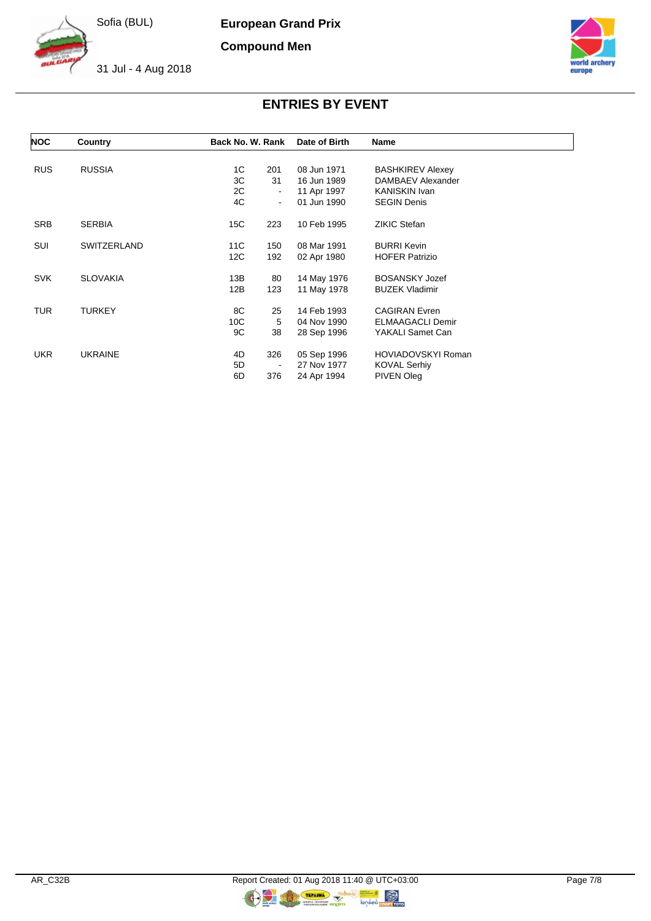# European Grand Prix

## Compound Men

Sofia (BUL)

31 Jul - 4 Aug 2018

## ENTRIES BY EVENT

| NOC | Country | Back No. | W. Rank | Date of Birth | Name |
|---|---|---|---|---|---|
| RUS | RUSSIA | 1C | 201 | 08 Jun 1971 | BASHKIREV Alexey |
| | | 3C | 31 | 16 Jun 1989 | DAMBAEV Alexander |
| | | 2C | - | 11 Apr 1997 | KANISKIN Ivan |
| | | 4C | - | 01 Jun 1990 | SEGIN Denis |
| SRB | SERBIA | 15C | 223 | 10 Feb 1995 | ZIKIC Stefan |
| SUI | SWITZERLAND | 11C | 150 | 08 Mar 1991 | BURRI Kevin |
| | | 12C | 192 | 02 Apr 1980 | HOFER Patrizio |
| SVK | SLOVAKIA | 13B | 80 | 14 May 1976 | BOSANSKY Jozef |
| | | 12B | 123 | 11 May 1978 | BUZEK Vladimir |
| TUR | TURKEY | 8C | 25 | 14 Feb 1993 | CAGIRAN Evren |
| | | 10C | 5 | 04 Nov 1990 | ELMAAGACLI Demir |
| | | 9C | 38 | 28 Sep 1996 | YAKALI Samet Can |
| UKR | UKRAINE | 4D | 326 | 05 Sep 1996 | HOVIADOVSKYI Roman |
| | | 5D | - | 27 Nov 1977 | KOVAL Serhiy |
| | | 6D | 376 | 24 Apr 1994 | PIVEN Oleg |

AR_C32B

Report Created: 01 Aug 2018 11:40 @ UTC+03:00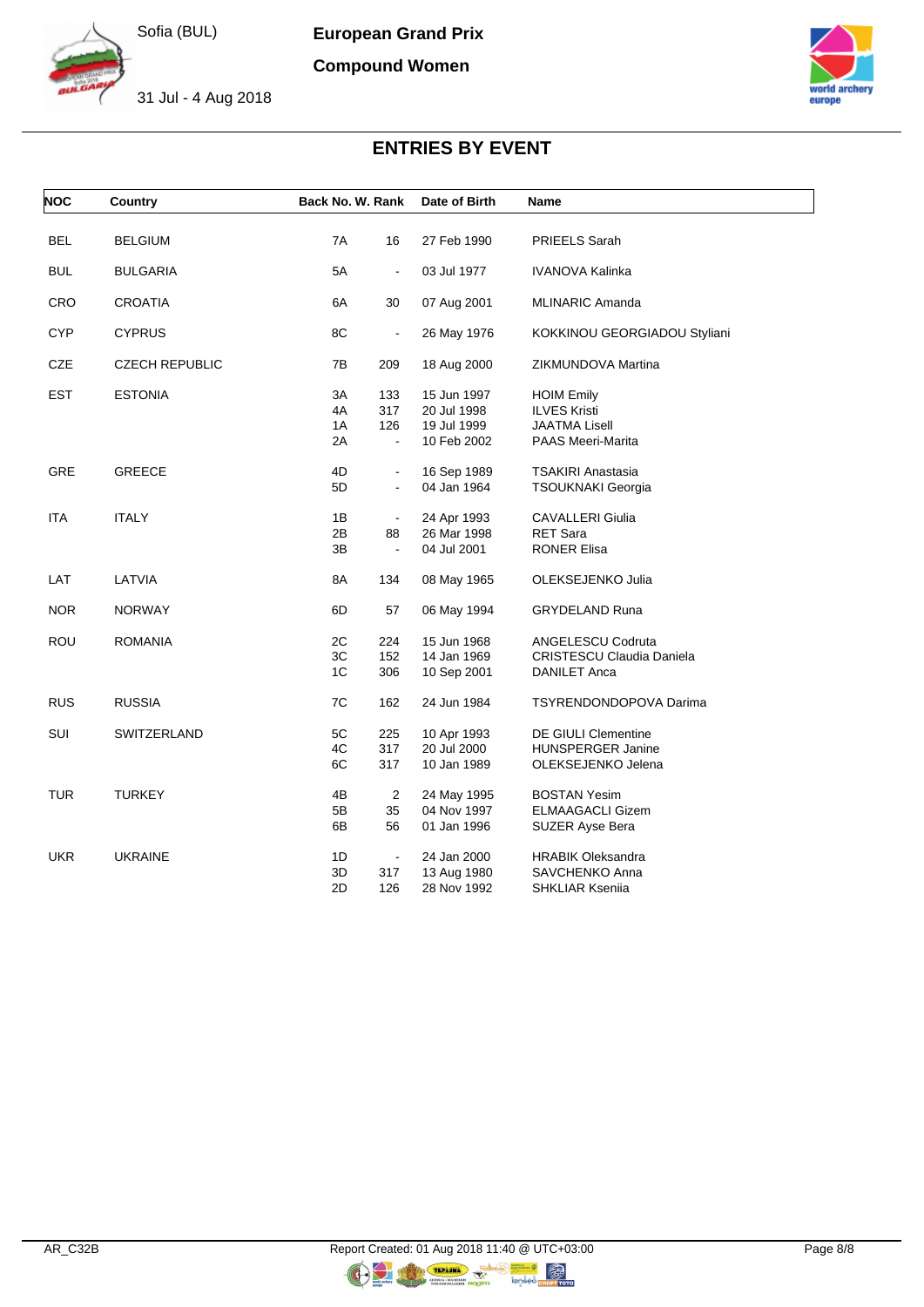Sofia (BUL)

31 Jul - 4 Aug 2018

**European Grand Prix**

**Compound Women**

## ENTRIES BY EVENT

| NOC | Country | Back No. | W. Rank | Date of Birth | Name |
|---|---|---|---|---|---|
| BEL | BELGIUM | 7A | 16 | 27 Feb 1990 | PRIEELS Sarah |
| BUL | BULGARIA | 5A | - | 03 Jul 1977 | IVANOVA Kalinka |
| CRO | CROATIA | 6A | 30 | 07 Aug 2001 | MLINARIC Amanda |
| CYP | CYPRUS | 8C | - | 26 May 1976 | KOKKINOU GEORGIADOU Styliani |
| CZE | CZECH REPUBLIC | 7B | 209 | 18 Aug 2000 | ZIKMUNDOVA Martina |
| EST | ESTONIA | 3A | 133 | 15 Jun 1997 | HOIM Emily |
| | | 4A | 317 | 20 Jul 1998 | ILVES Kristi |
| | | 1A | 126 | 19 Jul 1999 | JAATMA Lisell |
| | | 2A | - | 10 Feb 2002 | PAAS Meeri-Marita |
| GRE | GREECE | 4D | - | 16 Sep 1989 | TSAKIRI Anastasia |
| | | 5D | - | 04 Jan 1964 | TSOUKNAKI Georgia |
| ITA | ITALY | 1B | - | 24 Apr 1993 | CAVALLERI Giulia |
| | | 2B | 88 | 26 Mar 1998 | RET Sara |
| | | 3B | - | 04 Jul 2001 | RONER Elisa |
| LAT | LATVIA | 8A | 134 | 08 May 1965 | OLEKSEJENKO Julia |
| NOR | NORWAY | 6D | 57 | 06 May 1994 | GRYDELAND Runa |
| ROU | ROMANIA | 2C | 224 | 15 Jun 1968 | ANGELESCU Codruta |
| | | 3C | 152 | 14 Jan 1969 | CRISTESCU Claudia Daniela |
| | | 1C | 306 | 10 Sep 2001 | DANILET Anca |
| RUS | RUSSIA | 7C | 162 | 24 Jun 1984 | TSYRENDONDOPOVA Darima |
| SUI | SWITZERLAND | 5C | 225 | 10 Apr 1993 | DE GIULI Clementine |
| | | 4C | 317 | 20 Jul 2000 | HUNSPERGER Janine |
| | | 6C | 317 | 10 Jan 1989 | OLEKSEJENKO Jelena |
| TUR | TURKEY | 4B | 2 | 24 May 1995 | BOSTAN Yesim |
| | | 5B | 35 | 04 Nov 1997 | ELMAAGACLI Gizem |
| | | 6B | 56 | 01 Jan 1996 | SUZER Ayse Bera |
| UKR | UKRAINE | 1D | - | 24 Jan 2000 | HRABIK Oleksandra |
| | | 3D | 317 | 13 Aug 1980 | SAVCHENKO Anna |
| | | 2D | 126 | 28 Nov 1992 | SHKLIAR Kseniia |

AR_C32B

Report Created: 01 Aug 2018 11:40 @ UTC+03:00